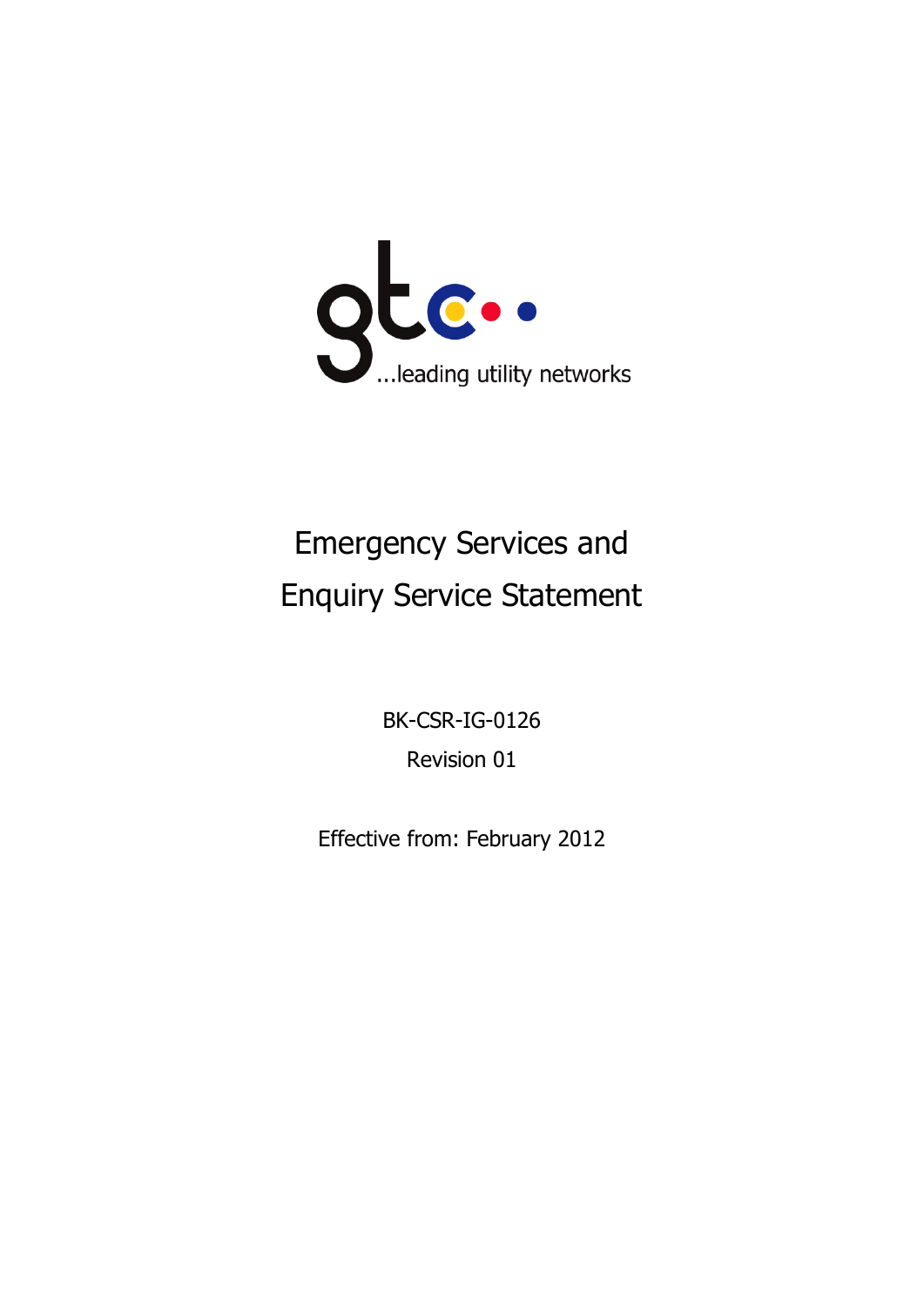gtc

...leading utility networks

# Emergency Services and Enquiry Service Statement

BK-CSR-IG-0126

Revision 01

Effective from: February 2012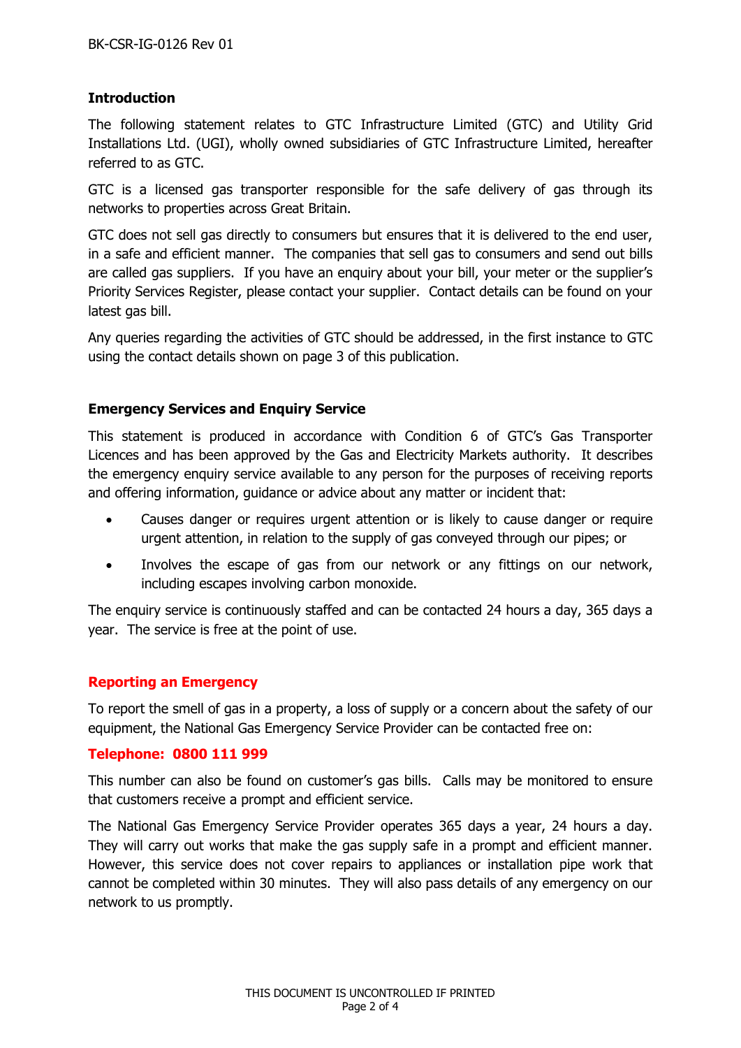## Introduction

The following statement relates to GTC Infrastructure Limited (GTC) and Utility Grid Installations Ltd. (UGI), wholly owned subsidiaries of GTC Infrastructure Limited, hereafter referred to as GTC.

GTC is a licensed gas transporter responsible for the safe delivery of gas through its networks to properties across Great Britain.

GTC does not sell gas directly to consumers but ensures that it is delivered to the end user, in a safe and efficient manner. The companies that sell gas to consumers and send out bills are called gas suppliers. If you have an enquiry about your bill, your meter or the supplier's Priority Services Register, please contact your supplier. Contact details can be found on your latest gas bill.

Any queries regarding the activities of GTC should be addressed, in the first instance to GTC using the contact details shown on page 3 of this publication.

## Emergency Services and Enquiry Service

This statement is produced in accordance with Condition 6 of GTC's Gas Transporter Licences and has been approved by the Gas and Electricity Markets authority. It describes the emergency enquiry service available to any person for the purposes of receiving reports and offering information, guidance or advice about any matter or incident that:

- Causes danger or requires urgent attention or is likely to cause danger or require urgent attention, in relation to the supply of gas conveyed through our pipes; or
- Involves the escape of gas from our network or any fittings on our network, including escapes involving carbon monoxide.

The enquiry service is continuously staffed and can be contacted 24 hours a day, 365 days a year. The service is free at the point of use.

## Reporting an Emergency

To report the smell of gas in a property, a loss of supply or a concern about the safety of our equipment, the National Gas Emergency Service Provider can be contacted free on:

**Telephone: 0800 111 999**

This number can also be found on customer's gas bills. Calls may be monitored to ensure that customers receive a prompt and efficient service.

The National Gas Emergency Service Provider operates 365 days a year, 24 hours a day. They will carry out works that make the gas supply safe in a prompt and efficient manner. However, this service does not cover repairs to appliances or installation pipe work that cannot be completed within 30 minutes. They will also pass details of any emergency on our network to us promptly.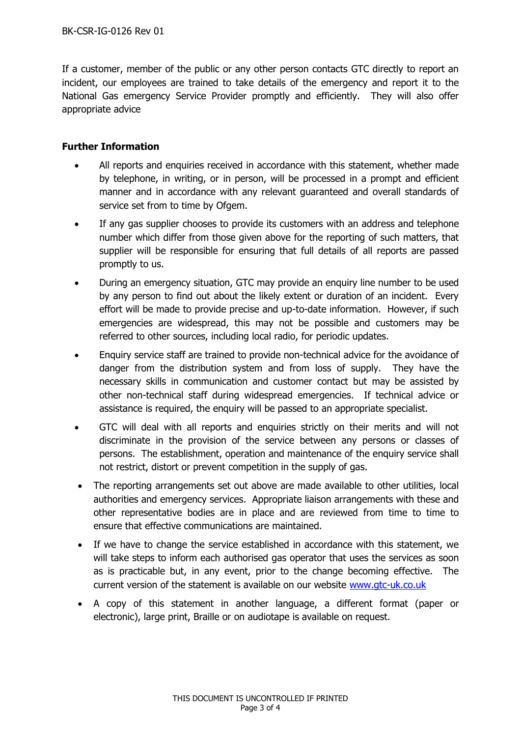If a customer, member of the public or any other person contacts GTC directly to report an incident, our employees are trained to take details of the emergency and report it to the National Gas emergency Service Provider promptly and efficiently. They will also offer appropriate advice

**Further Information**

- All reports and enquiries received in accordance with this statement, whether made by telephone, in writing, or in person, will be processed in a prompt and efficient manner and in accordance with any relevant guaranteed and overall standards of service set from to time by Ofgem.
- If any gas supplier chooses to provide its customers with an address and telephone number which differ from those given above for the reporting of such matters, that supplier will be responsible for ensuring that full details of all reports are passed promptly to us.
- During an emergency situation, GTC may provide an enquiry line number to be used by any person to find out about the likely extent or duration of an incident. Every effort will be made to provide precise and up-to-date information. However, if such emergencies are widespread, this may not be possible and customers may be referred to other sources, including local radio, for periodic updates.
- Enquiry service staff are trained to provide non-technical advice for the avoidance of danger from the distribution system and from loss of supply. They have the necessary skills in communication and customer contact but may be assisted by other non-technical staff during widespread emergencies. If technical advice or assistance is required, the enquiry will be passed to an appropriate specialist.
- GTC will deal with all reports and enquiries strictly on their merits and will not discriminate in the provision of the service between any persons or classes of persons. The establishment, operation and maintenance of the enquiry service shall not restrict, distort or prevent competition in the supply of gas.
- The reporting arrangements set out above are made available to other utilities, local authorities and emergency services. Appropriate liaison arrangements with these and other representative bodies are in place and are reviewed from time to time to ensure that effective communications are maintained.
- If we have to change the service established in accordance with this statement, we will take steps to inform each authorised gas operator that uses the services as soon as is practicable but, in any event, prior to the change becoming effective. The current version of the statement is available on our website [www.gtc-uk.co.uk](http://www.gtc-uk.co.uk)
- A copy of this statement in another language, a different format (paper or electronic), large print, Braille or on audiotape is available on request.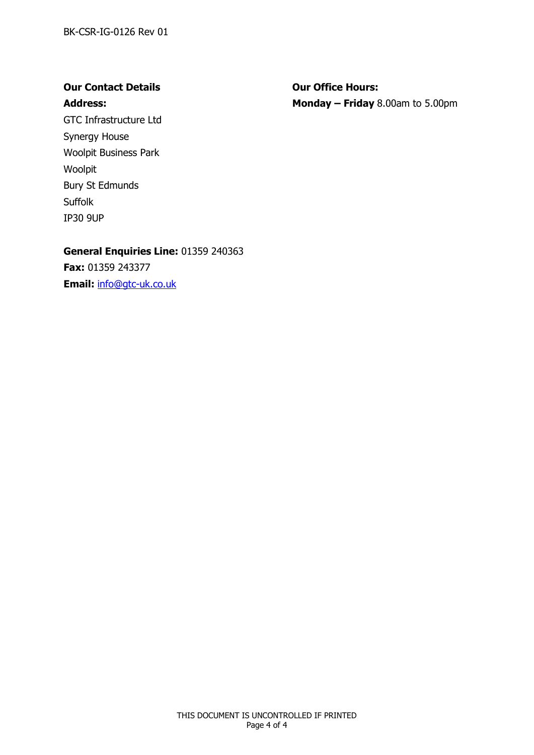**Our Contact Details**

**Address:**

GTC Infrastructure Ltd
Synergy House
Woolpit Business Park
Woolpit
Bury St Edmunds
Suffolk
IP30 9UP

**General Enquiries Line:** 01359 240363
**Fax:** 01359 243377
**Email:** [info@gtc-uk.co.uk](mailto:info@gtc-uk.co.uk)

**Our Office Hours:**

**Monday – Friday** 8.00am to 5.00pm

THIS DOCUMENT IS UNCONTROLLED IF PRINTED